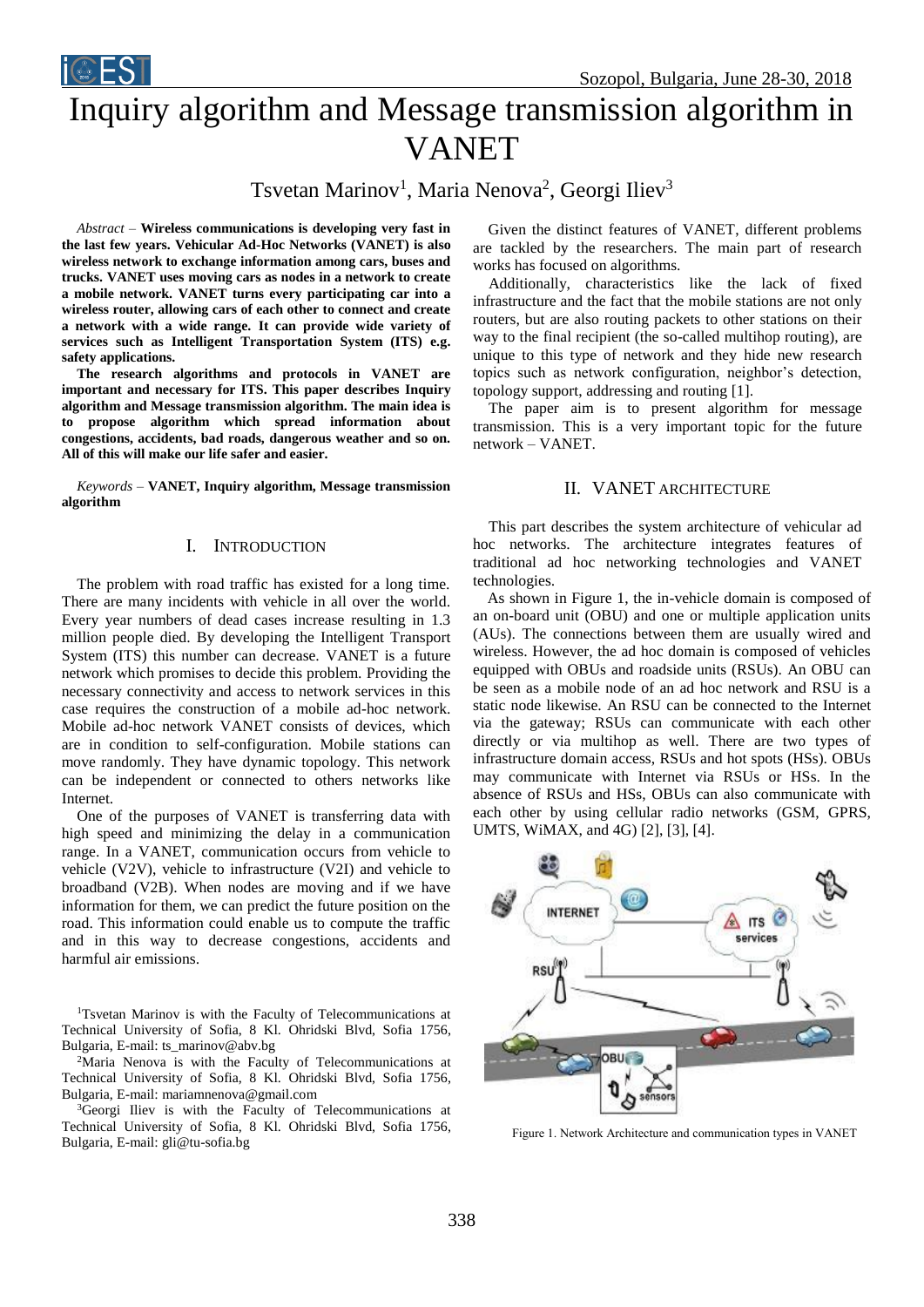#  Inquiry algorithm and Message transmission algorithm in VANET

Tsvetan Marinov[1], Maria Nenova[2], Georgi Iliev[3]

*Abstract* – **Wireless communications is developing very fast in the last few years. Vehicular Ad-Hoc Networks (VANET) is also wireless network to exchange information among cars, buses and trucks. VANET uses moving cars as nodes in a network to create a mobile network. VANET turns every participating car into a wireless router, allowing cars of each other to connect and create a network with a wide range. It can provide wide variety of services such as Intelligent Transportation System (ITS) e.g. safety applications.**

**The research algorithms and protocols in VANET are important and necessary for ITS. This paper describes Inquiry algorithm and Message transmission algorithm. The main idea is to propose algorithm which spread information about congestions, accidents, bad roads, dangerous weather and so on. All of this will make our life safer and easier.**

*Keywords* – **VANET, Inquiry algorithm, Message transmission algorithm**

## I. Introduction

The problem with road traffic has existed for a long time. There are many incidents with vehicle in all over the world. Every year numbers of dead cases increase resulting in 1.3 million people died. By developing the Intelligent Transport System (ITS) this number can decrease. VANET is a future network which promises to decide this problem. Providing the necessary connectivity and access to network services in this case requires the construction of a mobile ad-hoc network. Mobile ad-hoc network VANET consists of devices, which are in condition to self-configuration. Mobile stations can move randomly. They have dynamic topology. This network can be independent or connected to others networks like Internet.

One of the purposes of VANET is transferring data with high speed and minimizing the delay in a communication range. In a VANET, communication occurs from vehicle to vehicle (V2V), vehicle to infrastructure (V2I) and vehicle to broadband (V2B). When nodes are moving and if we have information for them, we can predict the future position on the road. This information could enable us to compute the traffic and in this way to decrease congestions, accidents and harmful air emissions.

[1]Tsvetan Marinov is with the Faculty of Telecommunications at Technical University of Sofia, 8 Kl. Ohridski Blvd, Sofia 1756, Bulgaria, E-mail: ts_marinov@abv.bg

[2]Maria Nenova is with the Faculty of Telecommunications at Technical University of Sofia, 8 Kl. Ohridski Blvd, Sofia 1756, Bulgaria, E-mail: mariamnenova@gmail.com

[3]Georgi Iliev is with the Faculty of Telecommunications at Technical University of Sofia, 8 Kl. Ohridski Blvd, Sofia 1756, Bulgaria, E-mail: gli@tu-sofia.bg

Given the distinct features of VANET, different problems are tackled by the researchers. The main part of research works has focused on algorithms.

Additionally, characteristics like the lack of fixed infrastructure and the fact that the mobile stations are not only routers, but are also routing packets to other stations on their way to the final recipient (the so-called multihop routing), are unique to this type of network and they hide new research topics such as network configuration, neighbor's detection, topology support, addressing and routing [1].

The paper aim is to present algorithm for message transmission. This is a very important topic for the future network – VANET.

## II. VANET Architecture

This part describes the system architecture of vehicular ad hoc networks. The architecture integrates features of traditional ad hoc networking technologies and VANET technologies.

As shown in Figure 1, the in-vehicle domain is composed of an on-board unit (OBU) and one or multiple application units (AUs). The connections between them are usually wired and wireless. However, the ad hoc domain is composed of vehicles equipped with OBUs and roadside units (RSUs). An OBU can be seen as a mobile node of an ad hoc network and RSU is a static node likewise. An RSU can be connected to the Internet via the gateway; RSUs can communicate with each other directly or via multihop as well. There are two types of infrastructure domain access, RSUs and hot spots (HSs). OBUs may communicate with Internet via RSUs or HSs. In the absence of RSUs and HSs, OBUs can also communicate with each other by using cellular radio networks (GSM, GPRS, UMTS, WiMAX, and 4G) [2], [3], [4].

Figure 1. Network Architecture and communication types in VANET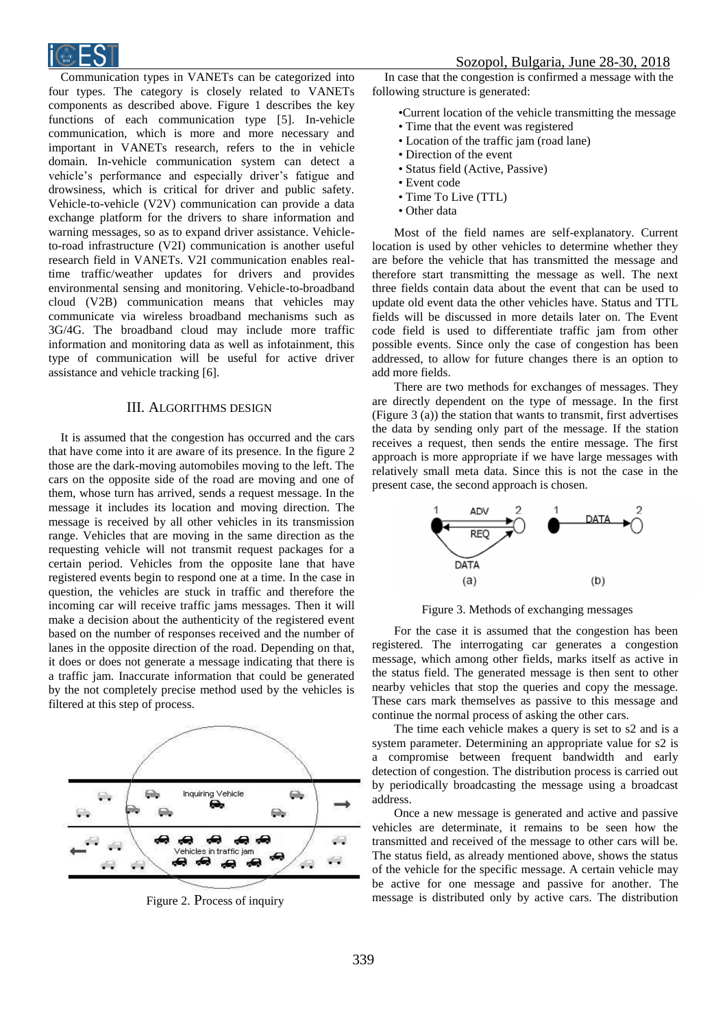Communication types in VANETs can be categorized into four types. The category is closely related to VANETs components as described above. Figure 1 describes the key functions of each communication type [5]. In-vehicle communication, which is more and more necessary and important in VANETs research, refers to the in vehicle domain. In-vehicle communication system can detect a vehicle's performance and especially driver's fatigue and drowsiness, which is critical for driver and public safety. Vehicle-to-vehicle (V2V) communication can provide a data exchange platform for the drivers to share information and warning messages, so as to expand driver assistance. Vehicle-to-road infrastructure (V2I) communication is another useful research field in VANETs. V2I communication enables real-time traffic/weather updates for drivers and provides environmental sensing and monitoring. Vehicle-to-broadband cloud (V2B) communication means that vehicles may communicate via wireless broadband mechanisms such as 3G/4G. The broadband cloud may include more traffic information and monitoring data as well as infotainment, this type of communication will be useful for active driver assistance and vehicle tracking [6].

## III. Algorithms Design

It is assumed that the congestion has occurred and the cars that have come into it are aware of its presence. In the figure 2 those are the dark-moving automobiles moving to the left. The cars on the opposite side of the road are moving and one of them, whose turn has arrived, sends a request message. In the message it includes its location and moving direction. The message is received by all other vehicles in its transmission range. Vehicles that are moving in the same direction as the requesting vehicle will not transmit request packages for a certain period. Vehicles from the opposite lane that have registered events begin to respond one at a time. In the case in question, the vehicles are stuck in traffic and therefore the incoming car will receive traffic jams messages. Then it will make a decision about the authenticity of the registered event based on the number of responses received and the number of lanes in the opposite direction of the road. Depending on that, it does or does not generate a message indicating that there is a traffic jam. Inaccurate information that could be generated by the not completely precise method used by the vehicles is filtered at this step of process.

Figure 2. Process of inquiry

In case that the congestion is confirmed a message with the following structure is generated:

- Current location of the vehicle transmitting the message
- Time that the event was registered
- Location of the traffic jam (road lane)
- Direction of the event
- Status field (Active, Passive)
- Event code
- Time To Live (TTL)
- Other data

Most of the field names are self-explanatory. Current location is used by other vehicles to determine whether they are before the vehicle that has transmitted the message and therefore start transmitting the message as well. The next three fields contain data about the event that can be used to update old event data the other vehicles have. Status and TTL fields will be discussed in more details later on. The Event code field is used to differentiate traffic jam from other possible events. Since only the case of congestion has been addressed, to allow for future changes there is an option to add more fields.

There are two methods for exchanges of messages. They are directly dependent on the type of message. In the first (Figure 3 (a)) the station that wants to transmit, first advertises the data by sending only part of the message. If the station receives a request, then sends the entire message. The first approach is more appropriate if we have large messages with relatively small meta data. Since this is not the case in the present case, the second approach is chosen.

Figure 3. Methods of exchanging messages

For the case it is assumed that the congestion has been registered. The interrogating car generates a congestion message, which among other fields, marks itself as active in the status field. The generated message is then sent to other nearby vehicles that stop the queries and copy the message. These cars mark themselves as passive to this message and continue the normal process of asking the other cars.

The time each vehicle makes a query is set to s2 and is a system parameter. Determining an appropriate value for s2 is a compromise between frequent bandwidth and early detection of congestion. The distribution process is carried out by periodically broadcasting the message using a broadcast address.

Once a new message is generated and active and passive vehicles are determinate, it remains to be seen how the transmitted and received of the message to other cars will be. The status field, as already mentioned above, shows the status of the vehicle for the specific message. A certain vehicle may be active for one message and passive for another. The message is distributed only by active cars. The distribution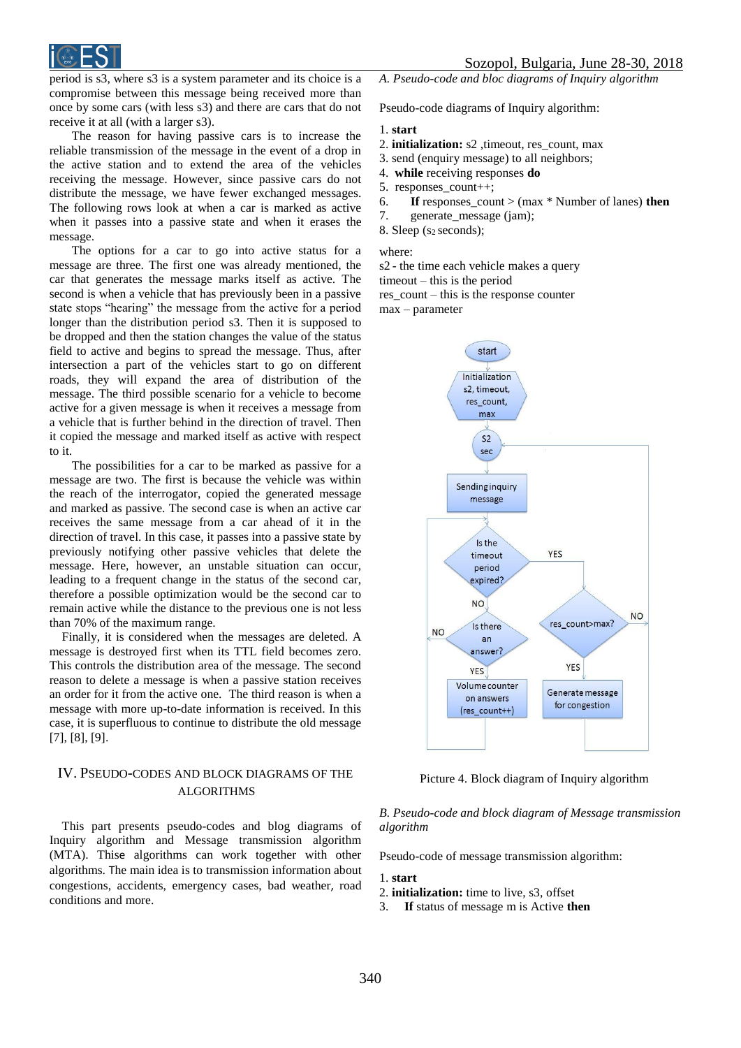period is s3, where s3 is a system parameter and its choice is a compromise between this message being received more than once by some cars (with less s3) and there are cars that do not receive it at all (with a larger s3).

The reason for having passive cars is to increase the reliable transmission of the message in the event of a drop in the active station and to extend the area of the vehicles receiving the message. However, since passive cars do not distribute the message, we have fewer exchanged messages. The following rows look at when a car is marked as active when it passes into a passive state and when it erases the message.

The options for a car to go into active status for a message are three. The first one was already mentioned, the car that generates the message marks itself as active. The second is when a vehicle that has previously been in a passive state stops "hearing" the message from the active for a period longer than the distribution period s3. Then it is supposed to be dropped and then the station changes the value of the status field to active and begins to spread the message. Thus, after intersection a part of the vehicles start to go on different roads, they will expand the area of distribution of the message. The third possible scenario for a vehicle to become active for a given message is when it receives a message from a vehicle that is further behind in the direction of travel. Then it copied the message and marked itself as active with respect to it.

The possibilities for a car to be marked as passive for a message are two. The first is because the vehicle was within the reach of the interrogator, copied the generated message and marked as passive. The second case is when an active car receives the same message from a car ahead of it in the direction of travel. In this case, it passes into a passive state by previously notifying other passive vehicles that delete the message. Here, however, an unstable situation can occur, leading to a frequent change in the status of the second car, therefore a possible optimization would be the second car to remain active while the distance to the previous one is not less than 70% of the maximum range.

Finally, it is considered when the messages are deleted. A message is destroyed first when its TTL field becomes zero. This controls the distribution area of the message. The second reason to delete a message is when a passive station receives an order for it from the active one. The third reason is when a message with more up-to-date information is received. In this case, it is superfluous to continue to distribute the old message [7], [8], [9].

## IV. Pseudo-codes and Block Diagrams of the Algorithms

This part presents pseudo-codes and blog diagrams of Inquiry algorithm and Message transmission algorithm (MTA). Thise algorithms can work together with other algorithms. The main idea is to transmission information about congestions, accidents, emergency cases, bad weather, road conditions and more.

### *A. Pseudo-code and bloc diagrams of Inquiry algorithm*

Pseudo-code diagrams of Inquiry algorithm:

1. **start**
2. **initialization:** s2 ,timeout, res_count, max
3. send (enquiry message) to all neighbors;
4. **while** receiving responses **do**
5. responses_count++;
6. **If** responses_count > (max * Number of lanes) **then**
7. generate_message (jam);
8. Sleep ($s_2$ seconds);

where:
s2 - the time each vehicle makes a query
timeout – this is the period
res_count – this is the response counter
max – parameter

start → Initialization s2, timeout, res_count, max → S2 sec → Sending inquiry message → Is the timeout period expired? (YES → res_count>max? ; NO → Is there an answer?) — Is there an answer? YES → Volume counter on answers (res_count++); NO → back — res_count>max? YES → Generate message for congestion; NO → back to S2 sec

Picture 4. Block diagram of Inquiry algorithm

### *B. Pseudo-code and block diagram of Message transmission algorithm*

Pseudo-code of message transmission algorithm:

1. **start**
2. **initialization:** time to live, s3, offset
3. **If** status of message m is Active **then**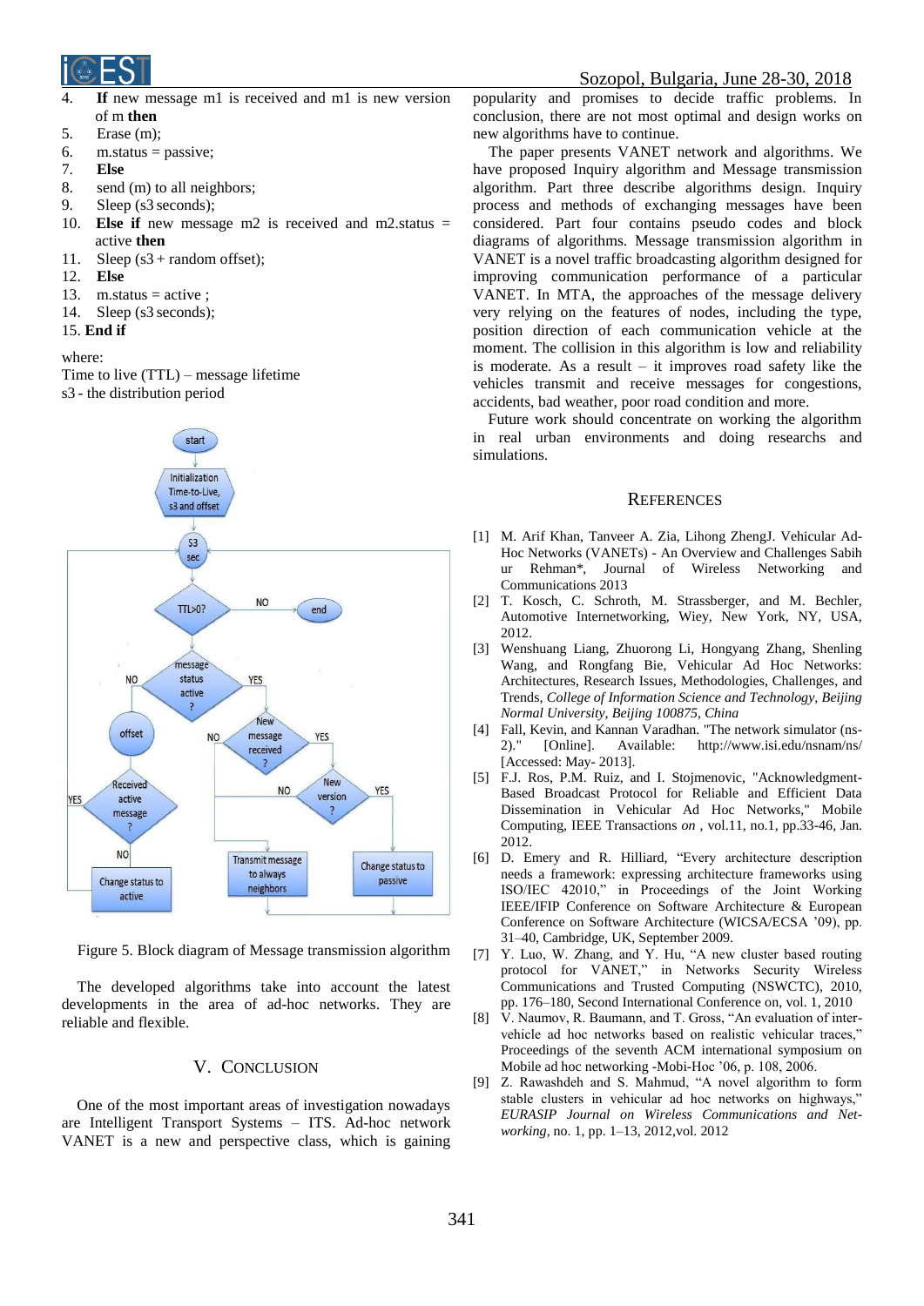4. **If** new message m1 is received and m1 is new version of m **then**
5. Erase (m);
6. m.status = passive;
7. **Else**
8. send (m) to all neighbors;
9. Sleep (s3 seconds);
10. **Else if** new message m2 is received and m2.status = active **then**
11. Sleep (s3 + random offset);
12. **Else**
13. m.status = active ;
14. Sleep (s3 seconds);
15. **End if**

where:
Time to live (TTL) – message lifetime
s3 - the distribution period

start
Initialization Time-to-Live, s3 and offset
S3 sec
TTL>0?
NO
end
message status active ?
NO
YES
offset
New message received ?
NO
YES
Received active message ?
YES
NO
New version ?
NO
YES
Change status to active
Transmit message to always neighbors
Change status to passive

Figure 5. Block diagram of Message transmission algorithm

The developed algorithms take into account the latest developments in the area of ad-hoc networks. They are reliable and flexible.

## V. Conclusion

One of the most important areas of investigation nowadays are Intelligent Transport Systems – ITS. Ad-hoc network VANET is a new and perspective class, which is gaining popularity and promises to decide traffic problems. In conclusion, there are not most optimal and design works on new algorithms have to continue.

The paper presents VANET network and algorithms. We have proposed Inquiry algorithm and Message transmission algorithm. Part three describe algorithms design. Inquiry process and methods of exchanging messages have been considered. Part four contains pseudo codes and block diagrams of algorithms. Message transmission algorithm in VANET is a novel traffic broadcasting algorithm designed for improving communication performance of a particular VANET. In MTA, the approaches of the message delivery very relying on the features of nodes, including the type, position direction of each communication vehicle at the moment. The collision in this algorithm is low and reliability is moderate. As a result – it improves road safety like the vehicles transmit and receive messages for congestions, accidents, bad weather, poor road condition and more.

Future work should concentrate on working the algorithm in real urban environments and doing researchs and simulations.

## References

[1] M. Arif Khan, Tanveer A. Zia, Lihong ZhengJ. Vehicular Ad-Hoc Networks (VANETs) - An Overview and Challenges Sabih ur Rehman*, Journal of Wireless Networking and Communications 2013

[2] T. Kosch, C. Schroth, M. Strassberger, and M. Bechler, Automotive Internetworking, Wiey, New York, NY, USA, 2012.

[3] Wenshuang Liang, Zhuorong Li, Hongyang Zhang, Shenling Wang, and Rongfang Bie, Vehicular Ad Hoc Networks: Architectures, Research Issues, Methodologies, Challenges, and Trends, *College of Information Science and Technology, Beijing Normal University, Beijing 100875, China*

[4] Fall, Kevin, and Kannan Varadhan. "The network simulator (ns-2)." [Online]. Available: http://www.isi.edu/nsnam/ns/ [Accessed: May- 2013].

[5] F.J. Ros, P.M. Ruiz, and I. Stojmenovic, "Acknowledgment-Based Broadcast Protocol for Reliable and Efficient Data Dissemination in Vehicular Ad Hoc Networks," Mobile Computing, IEEE Transactions *on* , vol.11, no.1, pp.33-46, Jan. 2012.

[6] D. Emery and R. Hilliard, "Every architecture description needs a framework: expressing architecture frameworks using ISO/IEC 42010," in Proceedings of the Joint Working IEEE/IFIP Conference on Software Architecture & European Conference on Software Architecture (WICSA/ECSA '09), pp. 31–40, Cambridge, UK, September 2009.

[7] Y. Luo, W. Zhang, and Y. Hu, "A new cluster based routing protocol for VANET," in Networks Security Wireless Communications and Trusted Computing (NSWCTC), 2010, pp. 176–180, Second International Conference on, vol. 1, 2010

[8] V. Naumov, R. Baumann, and T. Gross, "An evaluation of inter-vehicle ad hoc networks based on realistic vehicular traces," Proceedings of the seventh ACM international symposium on Mobile ad hoc networking -Mobi-Hoc '06, p. 108, 2006.

[9] Z. Rawashdeh and S. Mahmud, "A novel algorithm to form stable clusters in vehicular ad hoc networks on highways," *EURASIP Journal on Wireless Communications and Net-working*, no. 1, pp. 1–13, 2012,vol. 2012